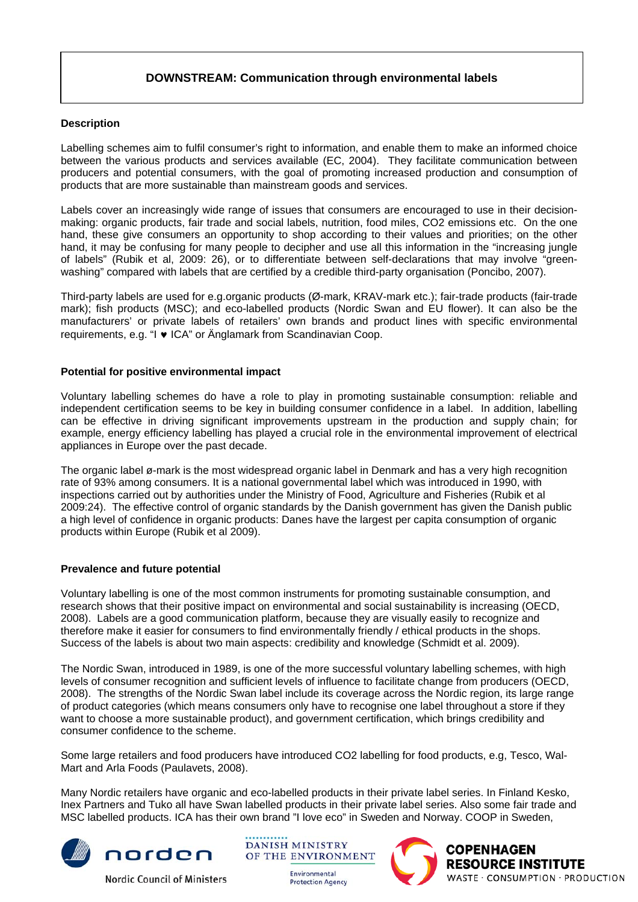# DOWNSTREAM: Communication through environmental labels

## Description

Labelling schemes aim to fulfil consumer's right to information, and enable them to make an informed choice between the various products and services available (EC, 2004). They facilitate communication between producers and potential consumers, with the goal of promoting increased production and consumption of products that are more sustainable than mainstream goods and services.

Labels cover an increasingly wide range of issues that consumers are encouraged to use in their decision-making: organic products, fair trade and social labels, nutrition, food miles, CO2 emissions etc. On the one hand, these give consumers an opportunity to shop according to their values and priorities; on the other hand, it may be confusing for many people to decipher and use all this information in the "increasing jungle of labels" (Rubik et al, 2009: 26), or to differentiate between self-declarations that may involve "green-washing" compared with labels that are certified by a credible third-party organisation (Poncibo, 2007).

Third-party labels are used for e.g.organic products (Ø-mark, KRAV-mark etc.); fair-trade products (fair-trade mark); fish products (MSC); and eco-labelled products (Nordic Swan and EU flower). It can also be the manufacturers' or private labels of retailers' own brands and product lines with specific environmental requirements, e.g. "I ♥ ICA" or Änglamark from Scandinavian Coop.

## Potential for positive environmental impact

Voluntary labelling schemes do have a role to play in promoting sustainable consumption: reliable and independent certification seems to be key in building consumer confidence in a label. In addition, labelling can be effective in driving significant improvements upstream in the production and supply chain; for example, energy efficiency labelling has played a crucial role in the environmental improvement of electrical appliances in Europe over the past decade.

The organic label ø-mark is the most widespread organic label in Denmark and has a very high recognition rate of 93% among consumers. It is a national governmental label which was introduced in 1990, with inspections carried out by authorities under the Ministry of Food, Agriculture and Fisheries (Rubik et al 2009:24). The effective control of organic standards by the Danish government has given the Danish public a high level of confidence in organic products: Danes have the largest per capita consumption of organic products within Europe (Rubik et al 2009).

## Prevalence and future potential

Voluntary labelling is one of the most common instruments for promoting sustainable consumption, and research shows that their positive impact on environmental and social sustainability is increasing (OECD, 2008). Labels are a good communication platform, because they are visually easily to recognize and therefore make it easier for consumers to find environmentally friendly / ethical products in the shops. Success of the labels is about two main aspects: credibility and knowledge (Schmidt et al. 2009).

The Nordic Swan, introduced in 1989, is one of the more successful voluntary labelling schemes, with high levels of consumer recognition and sufficient levels of influence to facilitate change from producers (OECD, 2008). The strengths of the Nordic Swan label include its coverage across the Nordic region, its large range of product categories (which means consumers only have to recognise one label throughout a store if they want to choose a more sustainable product), and government certification, which brings credibility and consumer confidence to the scheme.

Some large retailers and food producers have introduced CO2 labelling for food products, e.g, Tesco, Wal-Mart and Arla Foods (Paulavets, 2008).

Many Nordic retailers have organic and eco-labelled products in their private label series. In Finland Kesko, Inex Partners and Tuko all have Swan labelled products in their private label series. Also some fair trade and MSC labelled products. ICA has their own brand "I love eco" in Sweden and Norway. COOP in Sweden,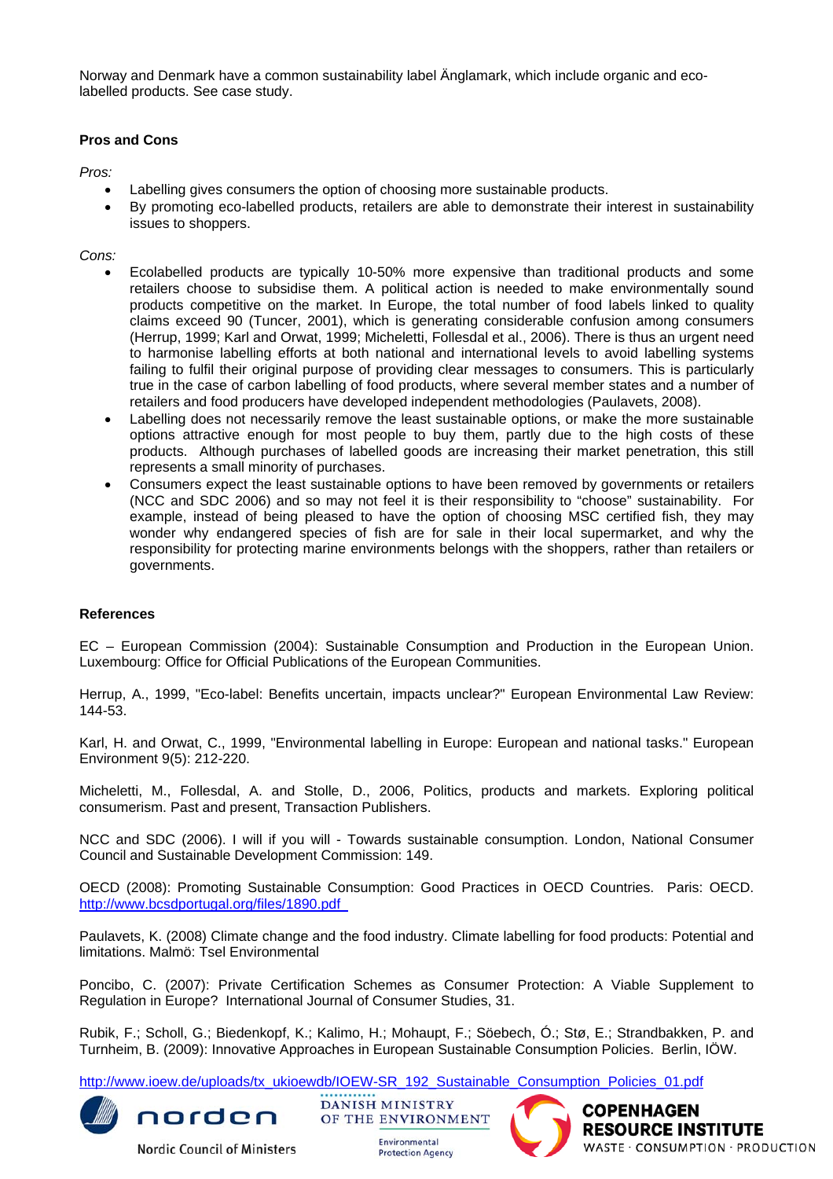Norway and Denmark have a common sustainability label Änglamark, which include organic and eco-labelled products. See case study.

### Pros and Cons

*Pros:*

- Labelling gives consumers the option of choosing more sustainable products.
- By promoting eco-labelled products, retailers are able to demonstrate their interest in sustainability issues to shoppers.

*Cons:*

- Ecolabelled products are typically 10-50% more expensive than traditional products and some retailers choose to subsidise them. A political action is needed to make environmentally sound products competitive on the market. In Europe, the total number of food labels linked to quality claims exceed 90 (Tuncer, 2001), which is generating considerable confusion among consumers (Herrup, 1999; Karl and Orwat, 1999; Micheletti, Follesdal et al., 2006). There is thus an urgent need to harmonise labelling efforts at both national and international levels to avoid labelling systems failing to fulfil their original purpose of providing clear messages to consumers. This is particularly true in the case of carbon labelling of food products, where several member states and a number of retailers and food producers have developed independent methodologies (Paulavets, 2008).
- Labelling does not necessarily remove the least sustainable options, or make the more sustainable options attractive enough for most people to buy them, partly due to the high costs of these products. Although purchases of labelled goods are increasing their market penetration, this still represents a small minority of purchases.
- Consumers expect the least sustainable options to have been removed by governments or retailers (NCC and SDC 2006) and so may not feel it is their responsibility to "choose" sustainability. For example, instead of being pleased to have the option of choosing MSC certified fish, they may wonder why endangered species of fish are for sale in their local supermarket, and why the responsibility for protecting marine environments belongs with the shoppers, rather than retailers or governments.

### References

EC – European Commission (2004): Sustainable Consumption and Production in the European Union. Luxembourg: Office for Official Publications of the European Communities.

Herrup, A., 1999, "Eco-label: Benefits uncertain, impacts unclear?" European Environmental Law Review: 144-53.

Karl, H. and Orwat, C., 1999, "Environmental labelling in Europe: European and national tasks." European Environment 9(5): 212-220.

Micheletti, M., Follesdal, A. and Stolle, D., 2006, Politics, products and markets. Exploring political consumerism. Past and present, Transaction Publishers.

NCC and SDC (2006). I will if you will - Towards sustainable consumption. London, National Consumer Council and Sustainable Development Commission: 149.

OECD (2008): Promoting Sustainable Consumption: Good Practices in OECD Countries. Paris: OECD. http://www.bcsdportugal.org/files/1890.pdf

Paulavets, K. (2008) Climate change and the food industry. Climate labelling for food products: Potential and limitations. Malmö: Tsel Environmental

Poncibo, C. (2007): Private Certification Schemes as Consumer Protection: A Viable Supplement to Regulation in Europe? International Journal of Consumer Studies, 31.

Rubik, F.; Scholl, G.; Biedenkopf, K.; Kalimo, H.; Mohaupt, F.; Söebech, Ó.; Stø, E.; Strandbakken, P. and Turnheim, B. (2009): Innovative Approaches in European Sustainable Consumption Policies. Berlin, IÖW.

http://www.ioew.de/uploads/tx_ukioewdb/IOEW-SR_192_Sustainable_Consumption_Policies_01.pdf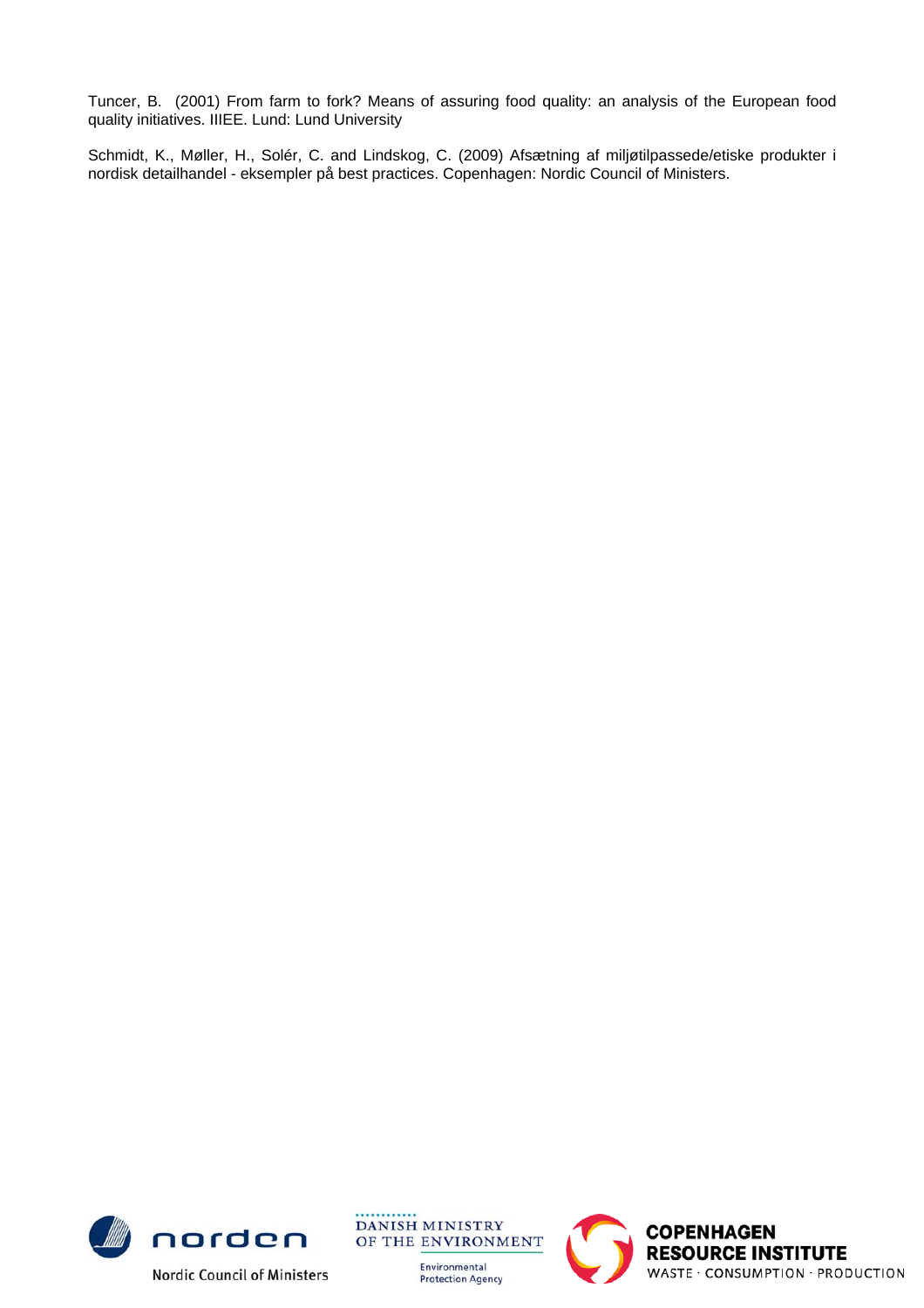Tuncer, B. (2001) From farm to fork? Means of assuring food quality: an analysis of the European food quality initiatives. IIIEE. Lund: Lund University

Schmidt, K., Møller, H., Solér, C. and Lindskog, C. (2009) Afsætning af miljøtilpassede/etiske produkter i nordisk detailhandel - eksempler på best practices. Copenhagen: Nordic Council of Ministers.

norden

Nordic Council of Ministers

DANISH MINISTRY OF THE ENVIRONMENT

Environmental Protection Agency

COPENHAGEN RESOURCE INSTITUTE

WASTE · CONSUMPTION · PRODUCTION